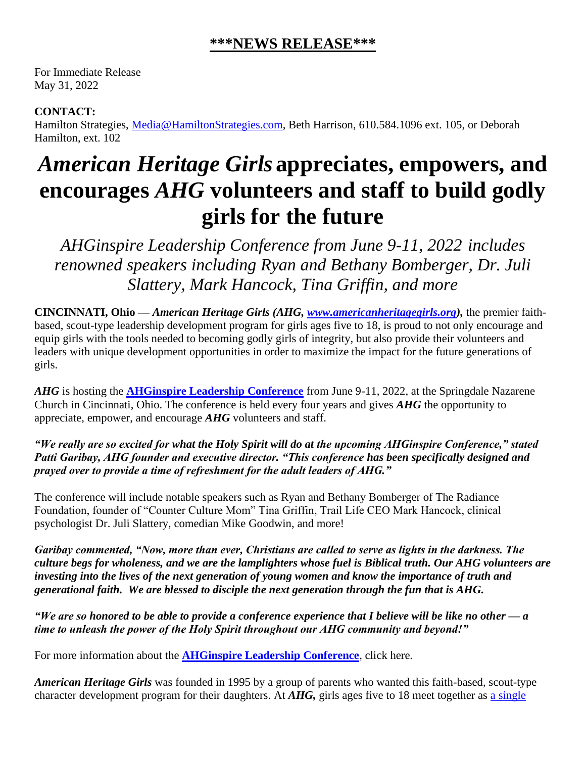## \*\*\*NEWS RELEASE\*\*\*

For Immediate Release
May 31, 2022

**CONTACT:**
Hamilton Strategies, Media@HamiltonStrategies.com, Beth Harrison, 610.584.1096 ext. 105, or Deborah Hamilton, ext. 102

# *American Heritage Girls* appreciates, empowers, and encourages *AHG* volunteers and staff to build godly girls for the future

### *AHGinspire Leadership Conference from June 9-11, 2022 includes renowned speakers including Ryan and Bethany Bomberger, Dr. Juli Slattery, Mark Hancock, Tina Griffin, and more*

**CINCINNATI, Ohio — *American Heritage Girls (AHG, www.americanheritagegirls.org),*** the premier faith-based, scout-type leadership development program for girls ages five to 18, is proud to not only encourage and equip girls with the tools needed to becoming godly girls of integrity, but also provide their volunteers and leaders with unique development opportunities in order to maximize the impact for the future generations of girls.

***AHG*** is hosting the **AHGinspire Leadership Conference** from June 9-11, 2022, at the Springdale Nazarene Church in Cincinnati, Ohio. The conference is held every four years and gives ***AHG*** the opportunity to appreciate, empower, and encourage ***AHG*** volunteers and staff.

***"We really are so excited for what the Holy Spirit will do at the upcoming AHGinspire Conference," stated Patti Garibay, AHG founder and executive director. "This conference has been specifically designed and prayed over to provide a time of refreshment for the adult leaders of AHG."***

The conference will include notable speakers such as Ryan and Bethany Bomberger of The Radiance Foundation, founder of "Counter Culture Mom" Tina Griffin, Trail Life CEO Mark Hancock, clinical psychologist Dr. Juli Slattery, comedian Mike Goodwin, and more!

***Garibay commented, "Now, more than ever, Christians are called to serve as lights in the darkness. The culture begs for wholeness, and we are the lamplighters whose fuel is Biblical truth. Our AHG volunteers are investing into the lives of the next generation of young women and know the importance of truth and generational faith. We are blessed to disciple the next generation through the fun that is AHG.***

***"We are so honored to be able to provide a conference experience that I believe will be like no other — a time to unleash the power of the Holy Spirit throughout our AHG community and beyond!"***

For more information about the **AHGinspire Leadership Conference**, click here.

***American Heritage Girls*** was founded in 1995 by a group of parents who wanted this faith-based, scout-type character development program for their daughters. At ***AHG,*** girls ages five to 18 meet together as a single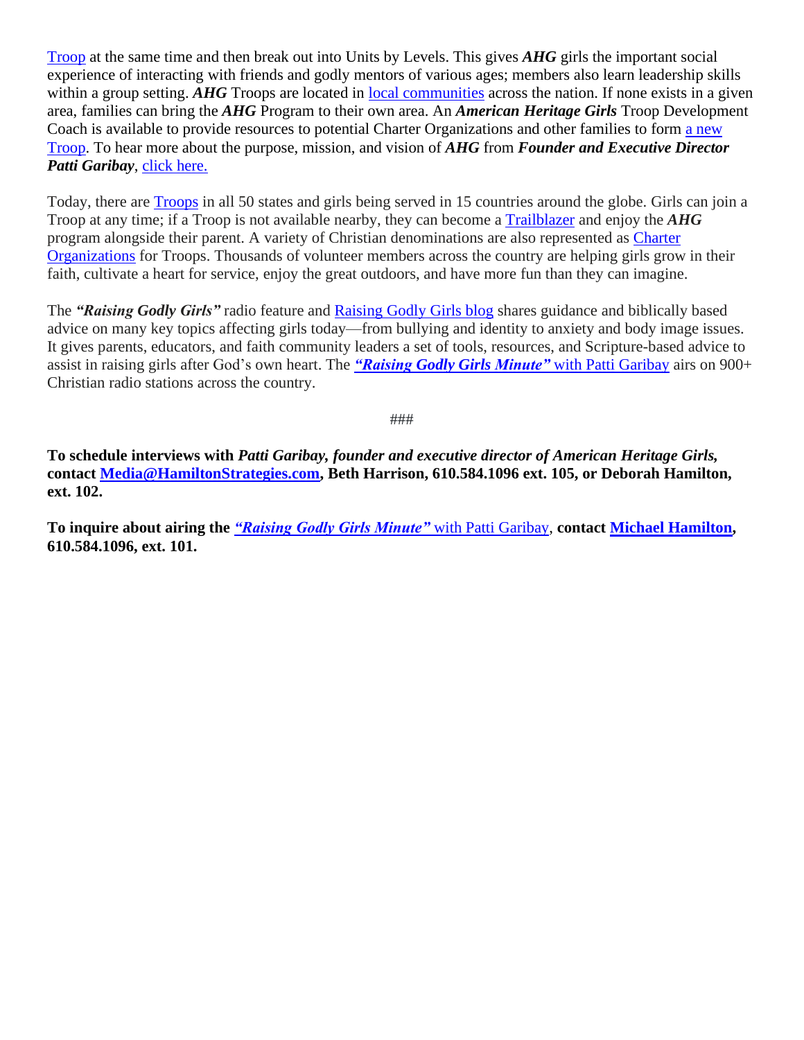Troop at the same time and then break out into Units by Levels. This gives ***AHG*** girls the important social experience of interacting with friends and godly mentors of various ages; members also learn leadership skills within a group setting. ***AHG*** Troops are located in local communities across the nation. If none exists in a given area, families can bring the ***AHG*** Program to their own area. An ***American Heritage Girls*** Troop Development Coach is available to provide resources to potential Charter Organizations and other families to form a new Troop. To hear more about the purpose, mission, and vision of ***AHG*** from ***Founder and Executive Director Patti Garibay***, click here.

Today, there are Troops in all 50 states and girls being served in 15 countries around the globe. Girls can join a Troop at any time; if a Troop is not available nearby, they can become a Trailblazer and enjoy the ***AHG*** program alongside their parent. A variety of Christian denominations are also represented as Charter Organizations for Troops. Thousands of volunteer members across the country are helping girls grow in their faith, cultivate a heart for service, enjoy the great outdoors, and have more fun than they can imagine.

The ***"Raising Godly Girls"*** radio feature and Raising Godly Girls blog shares guidance and biblically based advice on many key topics affecting girls today—from bullying and identity to anxiety and body image issues. It gives parents, educators, and faith community leaders a set of tools, resources, and Scripture-based advice to assist in raising girls after God's own heart. The ***"Raising Godly Girls Minute"*** with Patti Garibay airs on 900+ Christian radio stations across the country.

###

**To schedule interviews with *Patti Garibay, founder and executive director of American Heritage Girls,* contact Media@HamiltonStrategies.com, Beth Harrison, 610.584.1096 ext. 105, or Deborah Hamilton, ext. 102.**

**To inquire about airing the *"Raising Godly Girls Minute"* with Patti Garibay, contact Michael Hamilton, 610.584.1096, ext. 101.**